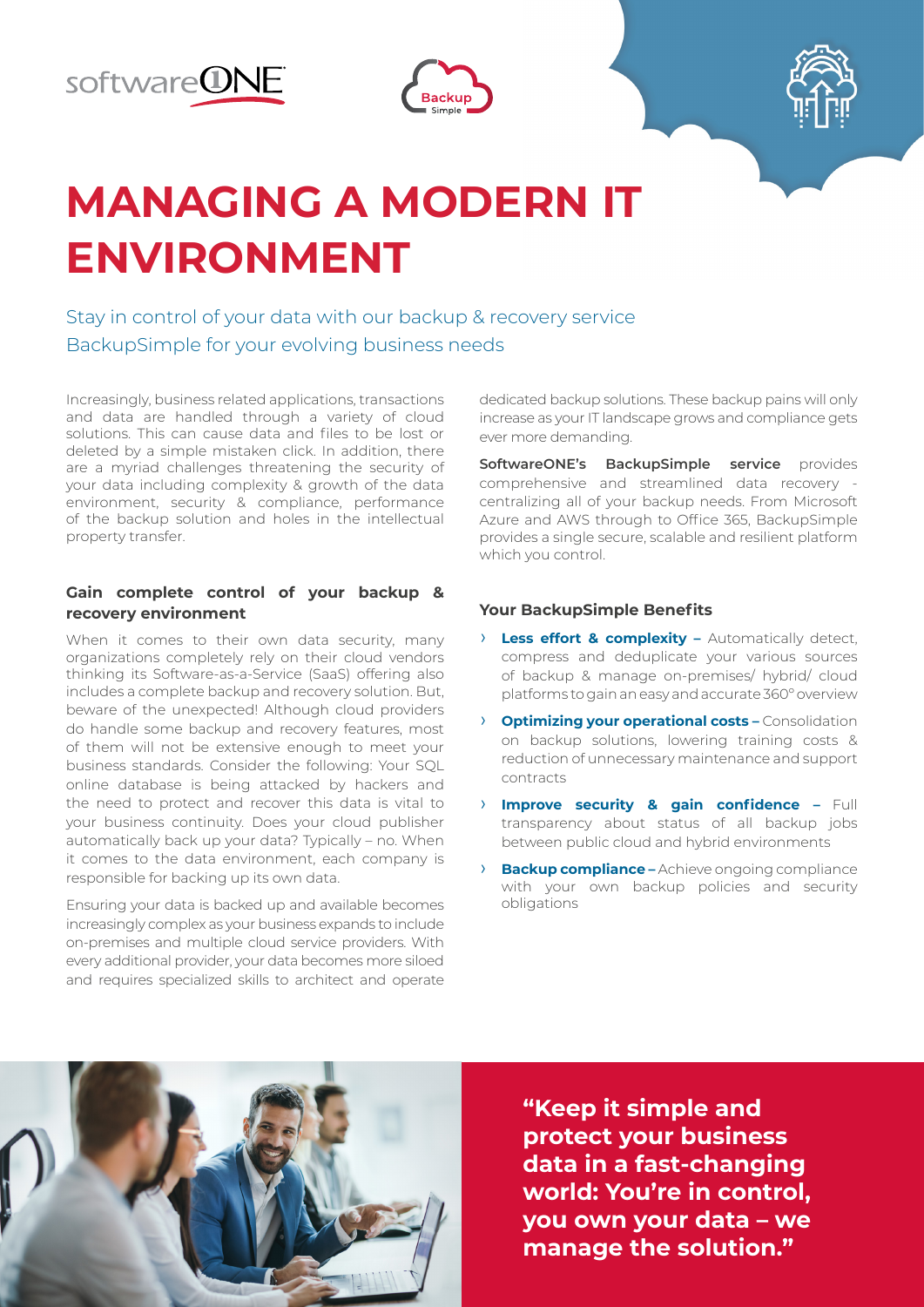# MANAGING A MODERN IT ENVIRONMENT

Stay in control of your data with our backup & recovery service BackupSimple for your evolving business needs

Increasingly, business related applications, transactions and data are handled through a variety of cloud solutions. This can cause data and files to be lost or deleted by a simple mistaken click. In addition, there are a myriad challenges threatening the security of your data including complexity & growth of the data environment, security & compliance, performance of the backup solution and holes in the intellectual property transfer.

### Gain complete control of your backup & recovery environment

When it comes to their own data security, many organizations completely rely on their cloud vendors thinking its Software-as-a-Service (SaaS) offering also includes a complete backup and recovery solution. But, beware of the unexpected! Although cloud providers do handle some backup and recovery features, most of them will not be extensive enough to meet your business standards. Consider the following: Your SQL online database is being attacked by hackers and the need to protect and recover this data is vital to your business continuity. Does your cloud publisher automatically back up your data? Typically – no. When it comes to the data environment, each company is responsible for backing up its own data.

Ensuring your data is backed up and available becomes increasingly complex as your business expands to include on-premises and multiple cloud service providers. With every additional provider, your data becomes more siloed and requires specialized skills to architect and operate dedicated backup solutions. These backup pains will only increase as your IT landscape grows and compliance gets ever more demanding.

**SoftwareONE's BackupSimple service** provides comprehensive and streamlined data recovery - centralizing all of your backup needs. From Microsoft Azure and AWS through to Office 365, BackupSimple provides a single secure, scalable and resilient platform which you control.

### Your BackupSimple Benefits

- **Less effort & complexity –** Automatically detect, compress and deduplicate your various sources of backup & manage on-premises/ hybrid/ cloud platforms to gain an easy and accurate 360° overview
- **Optimizing your operational costs –** Consolidation on backup solutions, lowering training costs & reduction of unnecessary maintenance and support contracts
- **Improve security & gain confidence –** Full transparency about status of all backup jobs between public cloud and hybrid environments
- **Backup compliance –** Achieve ongoing compliance with your own backup policies and security obligations

**"Keep it simple and protect your business data in a fast-changing world: You're in control, you own your data – we manage the solution."**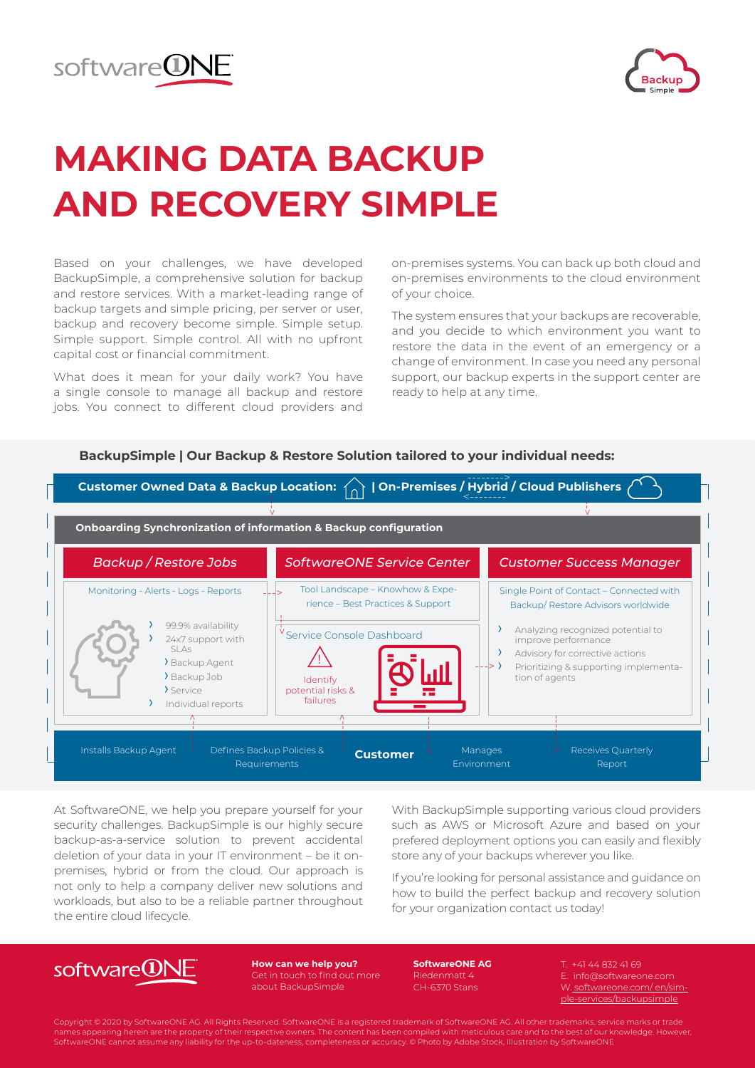# MAKING DATA BACKUP AND RECOVERY SIMPLE

Based on your challenges, we have developed BackupSimple, a comprehensive solution for backup and restore services. With a market-leading range of backup targets and simple pricing, per server or user, backup and recovery become simple. Simple setup. Simple support. Simple control. All with no upfront capital cost or financial commitment.

What does it mean for your daily work? You have a single console to manage all backup and restore jobs. You connect to different cloud providers and on-premises systems. You can back up both cloud and on-premises environments to the cloud environment of your choice.

The system ensures that your backups are recoverable, and you decide to which environment you want to restore the data in the event of an emergency or a change of environment. In case you need any personal support, our backup experts in the support center are ready to help at any time.

**BackupSimple | Our Backup & Restore Solution tailored to your individual needs:**

**Customer Owned Data & Backup Location: | On-Premises / Hybrid / Cloud Publishers**

**Onboarding Synchronization of information & Backup configuration**

*Backup / Restore Jobs*

Monitoring - Alerts - Logs - Reports

- 99.9% availability
- 24x7 support with SLAs
- Backup Agent
- Backup Job
- Service
- Individual reports

*SoftwareONE Service Center*

Tool Landscape – Knowhow & Experience – Best Practices & Support

Service Console Dashboard

Identify potential risks & failures

*Customer Success Manager*

Single Point of Contact – Connected with Backup/ Restore Advisors worldwide

- Analyzing recognized potential to improve performance
- Advisory for corrective actions
- Prioritizing & supporting implementation of agents

Installs Backup Agent

Defines Backup Policies & Requirements

**Customer**

Manages Environment

Receives Quarterly Report

At SoftwareONE, we help you prepare yourself for your security challenges. BackupSimple is our highly secure backup-as-a-service solution to prevent accidental deletion of your data in your IT environment – be it on-premises, hybrid or from the cloud. Our approach is not only to help a company deliver new solutions and workloads, but also to be a reliable partner throughout the entire cloud lifecycle.

With BackupSimple supporting various cloud providers such as AWS or Microsoft Azure and based on your prefered deployment options you can easily and flexibly store any of your backups wherever you like.

If you're looking for personal assistance and guidance on how to build the perfect backup and recovery solution for your organization contact us today!

**How can we help you?**
Get in touch to find out more about BackupSimple

**SoftwareONE AG**
Riedenmatt 4
CH-6370 Stans

T. +41 44 832 41 69
E. info@softwareone.com
W. softwareone.com/ en/simple-services/backupsimple

Copyright © 2020 by SoftwareONE AG. All Rights Reserved. SoftwareONE is a registered trademark of SoftwareONE AG. All other trademarks, service marks or trade names appearing herein are the property of their respective owners. The content has been compiled with meticulous care and to the best of our knowledge. However, SoftwareONE cannot assume any liability for the up-to-dateness, completeness or accuracy. © Photo by Adobe Stock, Illustration by SoftwareONE